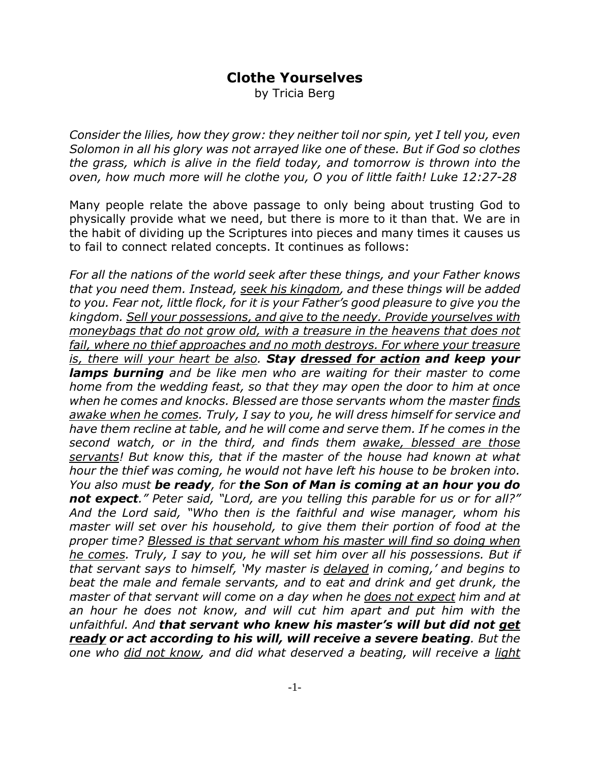# Clothe Yourselves

by Tricia Berg

*Consider the lilies, how they grow: they neither toil nor spin, yet I tell you, even Solomon in all his glory was not arrayed like one of these. But if God so clothes the grass, which is alive in the field today, and tomorrow is thrown into the oven, how much more will he clothe you, O you of little faith! Luke 12:27-28*

Many people relate the above passage to only being about trusting God to physically provide what we need, but there is more to it than that. We are in the habit of dividing up the Scriptures into pieces and many times it causes us to fail to connect related concepts. It continues as follows:

*For all the nations of the world seek after these things, and your Father knows that you need them. Instead, <u>seek his kingdom</u>, and these things will be added to you. Fear not, little flock, for it is your Father's good pleasure to give you the kingdom. <u>Sell your possessions, and give to the needy. Provide yourselves with moneybags that do not grow old, with a treasure in the heavens that does not fail, where no thief approaches and no moth destroys. For where your treasure is, there will your heart be also</u>.* ***Stay <u>dressed for action</u> and keep your lamps burning*** *and be like men who are waiting for their master to come home from the wedding feast, so that they may open the door to him at once when he comes and knocks. Blessed are those servants whom the master <u>finds awake when he comes</u>. Truly, I say to you, he will dress himself for service and have them recline at table, and he will come and serve them. If he comes in the second watch, or in the third, and finds them <u>awake, blessed are those servants</u>! But know this, that if the master of the house had known at what hour the thief was coming, he would not have left his house to be broken into. You also must* ***be ready****, for* ***the Son of Man is coming at an hour you do not expect****." Peter said, "Lord, are you telling this parable for us or for all?" And the Lord said, "Who then is the faithful and wise manager, whom his master will set over his household, to give them their portion of food at the proper time? <u>Blessed is that servant whom his master will find so doing when he comes</u>. Truly, I say to you, he will set him over all his possessions. But if that servant says to himself, 'My master is <u>delayed</u> in coming,' and begins to beat the male and female servants, and to eat and drink and get drunk, the master of that servant will come on a day when he <u>does not expect</u> him and at an hour he does not know, and will cut him apart and put him with the unfaithful. And* ***that servant who knew his master's will but did not <u>get ready</u> or act according to his will, will receive a severe beating****. But the one who <u>did not know</u>, and did what deserved a beating, will receive a <u>light</u>*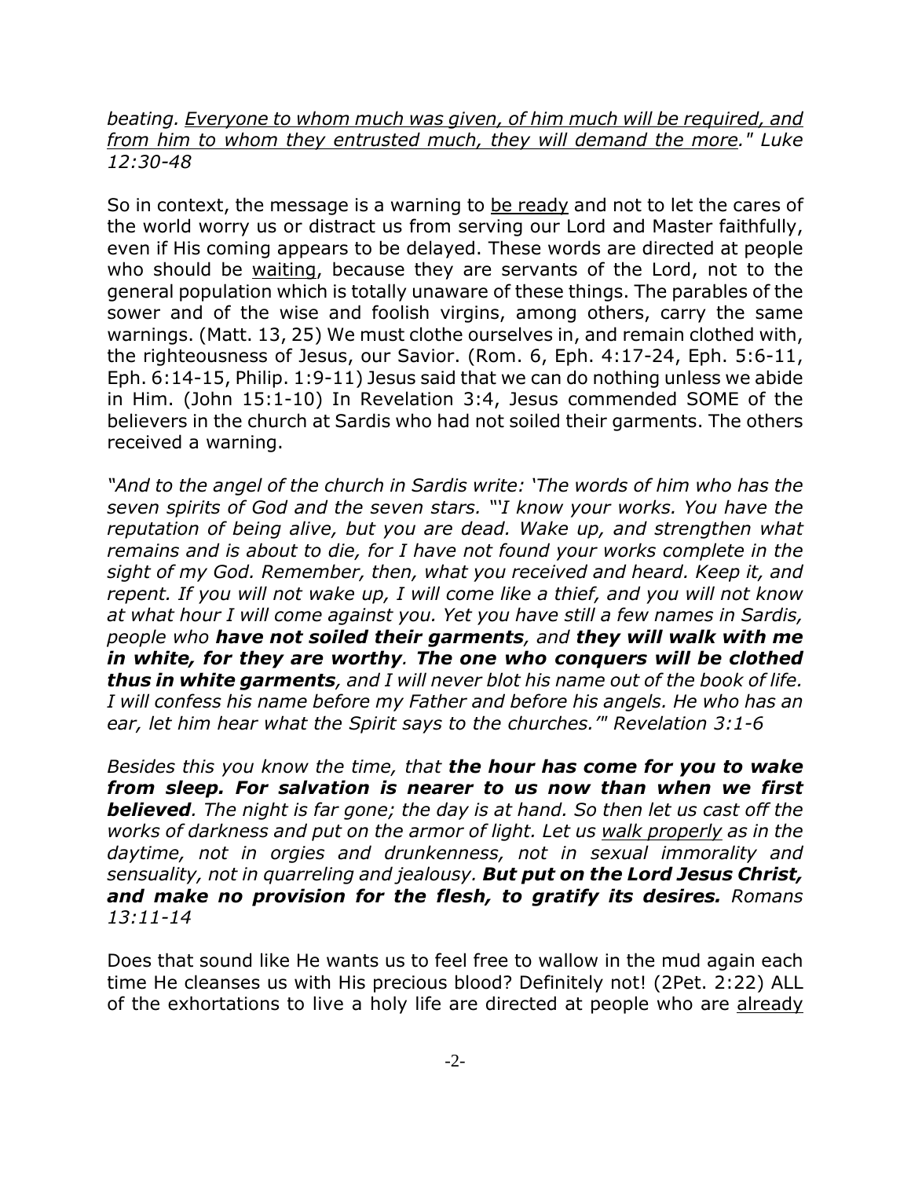*beating. <u>Everyone to whom much was given, of him much will be required, and from him to whom they entrusted much, they will demand the more</u>." Luke 12:30-48*

So in context, the message is a warning to <u>be ready</u> and not to let the cares of the world worry us or distract us from serving our Lord and Master faithfully, even if His coming appears to be delayed. These words are directed at people who should be <u>waiting</u>, because they are servants of the Lord, not to the general population which is totally unaware of these things. The parables of the sower and of the wise and foolish virgins, among others, carry the same warnings. (Matt. 13, 25) We must clothe ourselves in, and remain clothed with, the righteousness of Jesus, our Savior. (Rom. 6, Eph. 4:17-24, Eph. 5:6-11, Eph. 6:14-15, Philip. 1:9-11) Jesus said that we can do nothing unless we abide in Him. (John 15:1-10) In Revelation 3:4, Jesus commended SOME of the believers in the church at Sardis who had not soiled their garments. The others received a warning.

*"And to the angel of the church in Sardis write: 'The words of him who has the seven spirits of God and the seven stars. "'I know your works. You have the reputation of being alive, but you are dead. Wake up, and strengthen what remains and is about to die, for I have not found your works complete in the sight of my God. Remember, then, what you received and heard. Keep it, and repent. If you will not wake up, I will come like a thief, and you will not know at what hour I will come against you. Yet you have still a few names in Sardis, people who **have not soiled their garments**, and **they will walk with me in white, for they are worthy**. **The one who conquers will be clothed thus in white garments**, and I will never blot his name out of the book of life. I will confess his name before my Father and before his angels. He who has an ear, let him hear what the Spirit says to the churches.'" Revelation 3:1-6*

*Besides this you know the time, that **the hour has come for you to wake from sleep. For salvation is nearer to us now than when we first believed**. The night is far gone; the day is at hand. So then let us cast off the works of darkness and put on the armor of light. Let us <u>walk properly</u> as in the daytime, not in orgies and drunkenness, not in sexual immorality and sensuality, not in quarreling and jealousy. **But put on the Lord Jesus Christ, and make no provision for the flesh, to gratify its desires.** Romans 13:11-14*

Does that sound like He wants us to feel free to wallow in the mud again each time He cleanses us with His precious blood? Definitely not! (2Pet. 2:22) ALL of the exhortations to live a holy life are directed at people who are <u>already</u>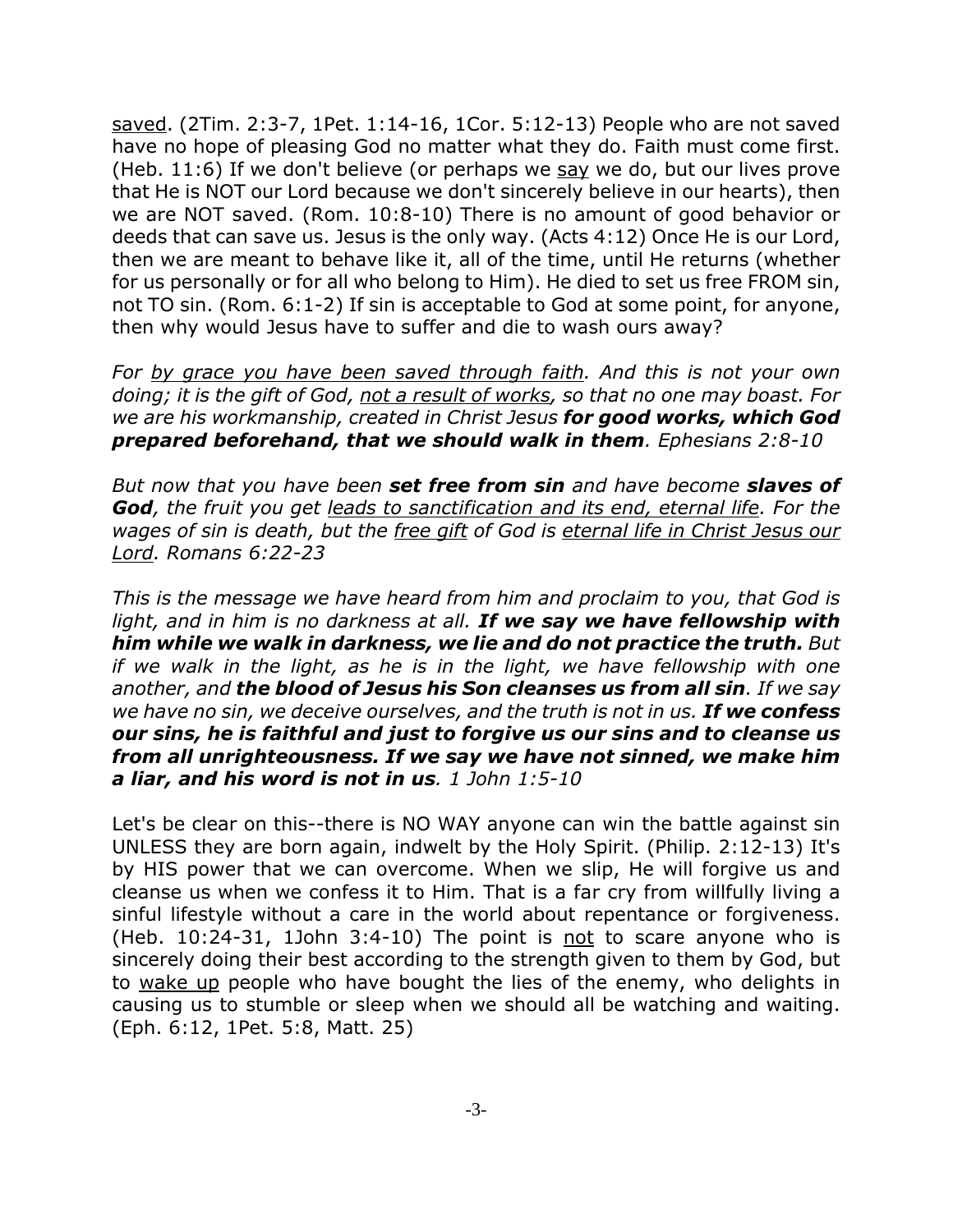<u>saved</u>. (2Tim. 2:3-7, 1Pet. 1:14-16, 1Cor. 5:12-13) People who are not saved have no hope of pleasing God no matter what they do. Faith must come first. (Heb. 11:6) If we don't believe (or perhaps we <u>say</u> we do, but our lives prove that He is NOT our Lord because we don't sincerely believe in our hearts), then we are NOT saved. (Rom. 10:8-10) There is no amount of good behavior or deeds that can save us. Jesus is the only way. (Acts 4:12) Once He is our Lord, then we are meant to behave like it, all of the time, until He returns (whether for us personally or for all who belong to Him). He died to set us free FROM sin, not TO sin. (Rom. 6:1-2) If sin is acceptable to God at some point, for anyone, then why would Jesus have to suffer and die to wash ours away?

*For <u>by grace you have been saved through faith</u>. And this is not your own doing; it is the gift of God, <u>not a result of works</u>, so that no one may boast. For we are his workmanship, created in Christ Jesus **for good works, which God prepared beforehand, that we should walk in them**. Ephesians 2:8-10*

*But now that you have been **set free from sin** and have become **slaves of God**, the fruit you get <u>leads to sanctification and its end, eternal life</u>. For the wages of sin is death, but the <u>free gift</u> of God is <u>eternal life in Christ Jesus our Lord</u>. Romans 6:22-23*

*This is the message we have heard from him and proclaim to you, that God is light, and in him is no darkness at all. **If we say we have fellowship with him while we walk in darkness, we lie and do not practice the truth.** But if we walk in the light, as he is in the light, we have fellowship with one another, and **the blood of Jesus his Son cleanses us from all sin**. If we say we have no sin, we deceive ourselves, and the truth is not in us. **If we confess our sins, he is faithful and just to forgive us our sins and to cleanse us from all unrighteousness. If we say we have not sinned, we make him a liar, and his word is not in us**. 1 John 1:5-10*

Let's be clear on this--there is NO WAY anyone can win the battle against sin UNLESS they are born again, indwelt by the Holy Spirit. (Philip. 2:12-13) It's by HIS power that we can overcome. When we slip, He will forgive us and cleanse us when we confess it to Him. That is a far cry from willfully living a sinful lifestyle without a care in the world about repentance or forgiveness. (Heb. 10:24-31, 1John 3:4-10) The point is <u>not</u> to scare anyone who is sincerely doing their best according to the strength given to them by God, but to <u>wake up</u> people who have bought the lies of the enemy, who delights in causing us to stumble or sleep when we should all be watching and waiting. (Eph. 6:12, 1Pet. 5:8, Matt. 25)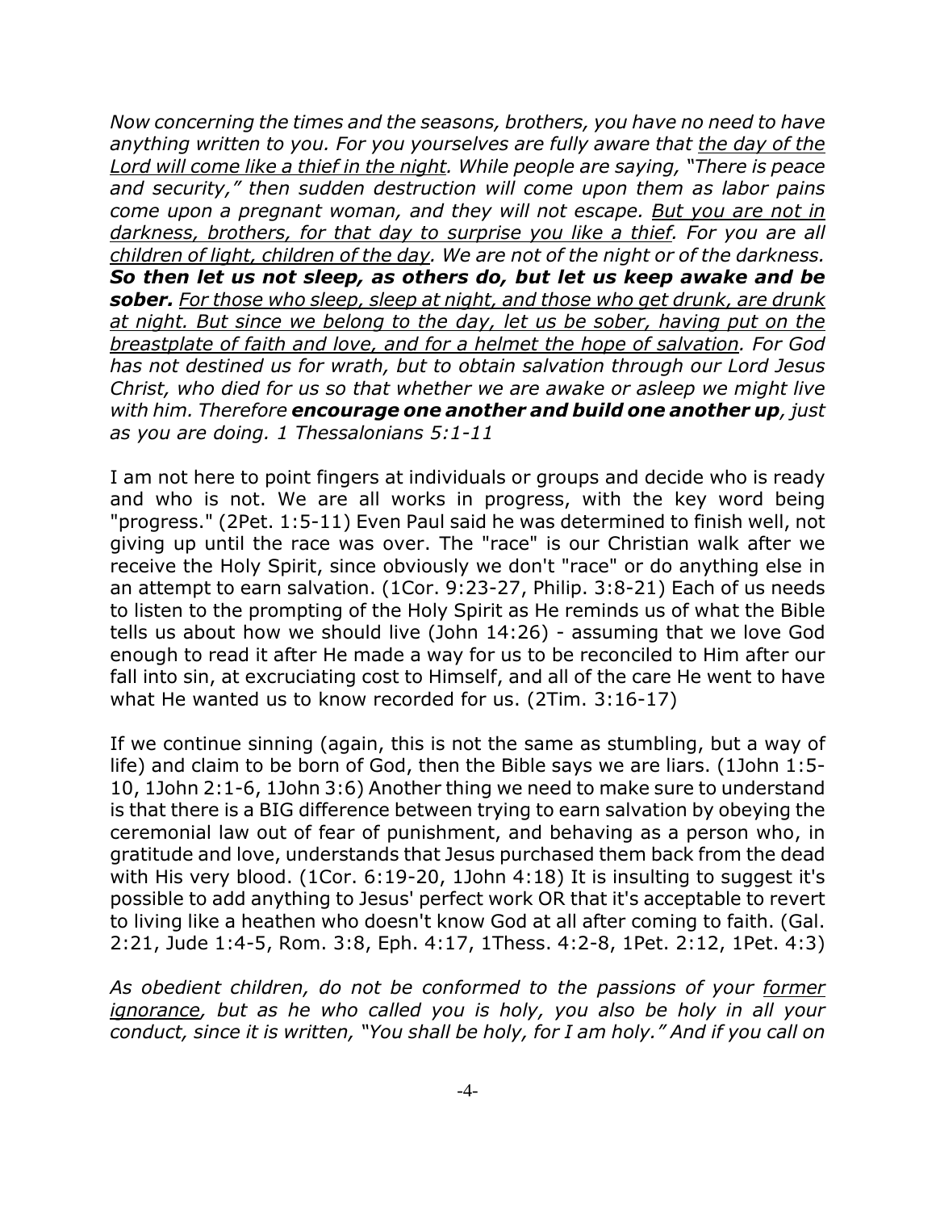*Now concerning the times and the seasons, brothers, you have no need to have anything written to you. For you yourselves are fully aware that <u>the day of the Lord will come like a thief in the night</u>. While people are saying, "There is peace and security," then sudden destruction will come upon them as labor pains come upon a pregnant woman, and they will not escape. <u>But you are not in darkness, brothers, for that day to surprise you like a thief</u>. For you are all <u>children of light, children of the day</u>. We are not of the night or of the darkness.* ***So then let us not sleep, as others do, but let us keep awake and be sober.*** *<u>For those who sleep, sleep at night, and those who get drunk, are drunk at night. But since we belong to the day, let us be sober, having put on the breastplate of faith and love, and for a helmet the hope of salvation</u>. For God has not destined us for wrath, but to obtain salvation through our Lord Jesus Christ, who died for us so that whether we are awake or asleep we might live with him. Therefore* ***encourage one another and build one another up****, just as you are doing. 1 Thessalonians 5:1-11*

I am not here to point fingers at individuals or groups and decide who is ready and who is not. We are all works in progress, with the key word being "progress." (2Pet. 1:5-11) Even Paul said he was determined to finish well, not giving up until the race was over. The "race" is our Christian walk after we receive the Holy Spirit, since obviously we don't "race" or do anything else in an attempt to earn salvation. (1Cor. 9:23-27, Philip. 3:8-21) Each of us needs to listen to the prompting of the Holy Spirit as He reminds us of what the Bible tells us about how we should live (John 14:26) - assuming that we love God enough to read it after He made a way for us to be reconciled to Him after our fall into sin, at excruciating cost to Himself, and all of the care He went to have what He wanted us to know recorded for us. (2Tim. 3:16-17)

If we continue sinning (again, this is not the same as stumbling, but a way of life) and claim to be born of God, then the Bible says we are liars. (1John 1:5-10, 1John 2:1-6, 1John 3:6) Another thing we need to make sure to understand is that there is a BIG difference between trying to earn salvation by obeying the ceremonial law out of fear of punishment, and behaving as a person who, in gratitude and love, understands that Jesus purchased them back from the dead with His very blood. (1Cor. 6:19-20, 1John 4:18) It is insulting to suggest it's possible to add anything to Jesus' perfect work OR that it's acceptable to revert to living like a heathen who doesn't know God at all after coming to faith. (Gal. 2:21, Jude 1:4-5, Rom. 3:8, Eph. 4:17, 1Thess. 4:2-8, 1Pet. 2:12, 1Pet. 4:3)

*As obedient children, do not be conformed to the passions of your <u>former ignorance</u>, but as he who called you is holy, you also be holy in all your conduct, since it is written, "You shall be holy, for I am holy." And if you call on*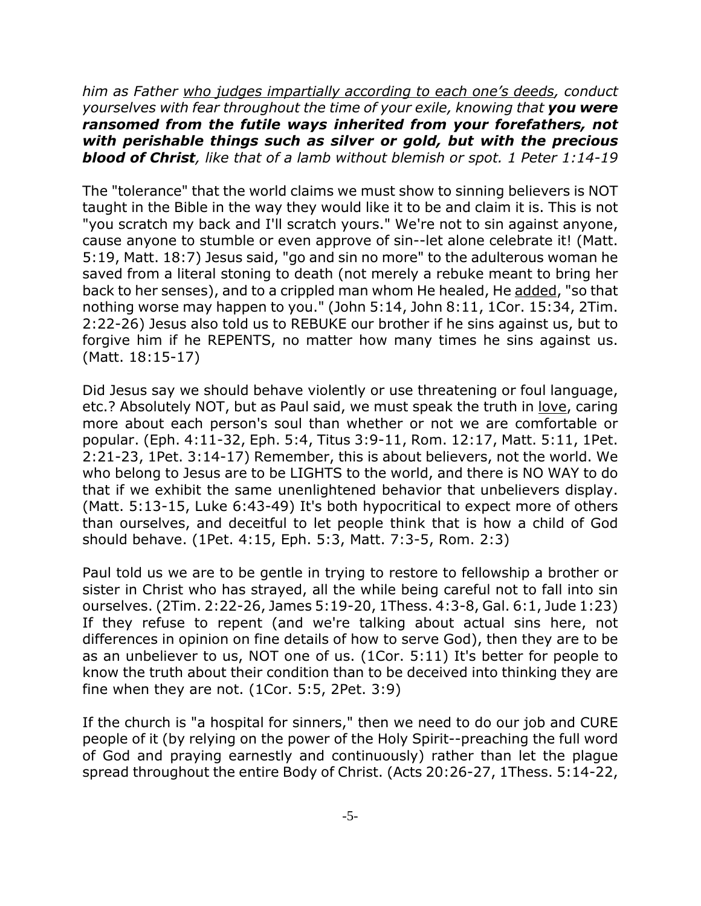*him as Father <u>who judges impartially according to each one's deeds</u>, conduct yourselves with fear throughout the time of your exile, knowing that **you were ransomed from the futile ways inherited from your forefathers, not with perishable things such as silver or gold, but with the precious blood of Christ**, like that of a lamb without blemish or spot. 1 Peter 1:14-19*

The "tolerance" that the world claims we must show to sinning believers is NOT taught in the Bible in the way they would like it to be and claim it is. This is not "you scratch my back and I'll scratch yours." We're not to sin against anyone, cause anyone to stumble or even approve of sin--let alone celebrate it! (Matt. 5:19, Matt. 18:7) Jesus said, "go and sin no more" to the adulterous woman he saved from a literal stoning to death (not merely a rebuke meant to bring her back to her senses), and to a crippled man whom He healed, He <u>added</u>, "so that nothing worse may happen to you." (John 5:14, John 8:11, 1Cor. 15:34, 2Tim. 2:22-26) Jesus also told us to REBUKE our brother if he sins against us, but to forgive him if he REPENTS, no matter how many times he sins against us. (Matt. 18:15-17)

Did Jesus say we should behave violently or use threatening or foul language, etc.? Absolutely NOT, but as Paul said, we must speak the truth in <u>love</u>, caring more about each person's soul than whether or not we are comfortable or popular. (Eph. 4:11-32, Eph. 5:4, Titus 3:9-11, Rom. 12:17, Matt. 5:11, 1Pet. 2:21-23, 1Pet. 3:14-17) Remember, this is about believers, not the world. We who belong to Jesus are to be LIGHTS to the world, and there is NO WAY to do that if we exhibit the same unenlightened behavior that unbelievers display. (Matt. 5:13-15, Luke 6:43-49) It's both hypocritical to expect more of others than ourselves, and deceitful to let people think that is how a child of God should behave. (1Pet. 4:15, Eph. 5:3, Matt. 7:3-5, Rom. 2:3)

Paul told us we are to be gentle in trying to restore to fellowship a brother or sister in Christ who has strayed, all the while being careful not to fall into sin ourselves. (2Tim. 2:22-26, James 5:19-20, 1Thess. 4:3-8, Gal. 6:1, Jude 1:23) If they refuse to repent (and we're talking about actual sins here, not differences in opinion on fine details of how to serve God), then they are to be as an unbeliever to us, NOT one of us. (1Cor. 5:11) It's better for people to know the truth about their condition than to be deceived into thinking they are fine when they are not. (1Cor. 5:5, 2Pet. 3:9)

If the church is "a hospital for sinners," then we need to do our job and CURE people of it (by relying on the power of the Holy Spirit--preaching the full word of God and praying earnestly and continuously) rather than let the plague spread throughout the entire Body of Christ. (Acts 20:26-27, 1Thess. 5:14-22,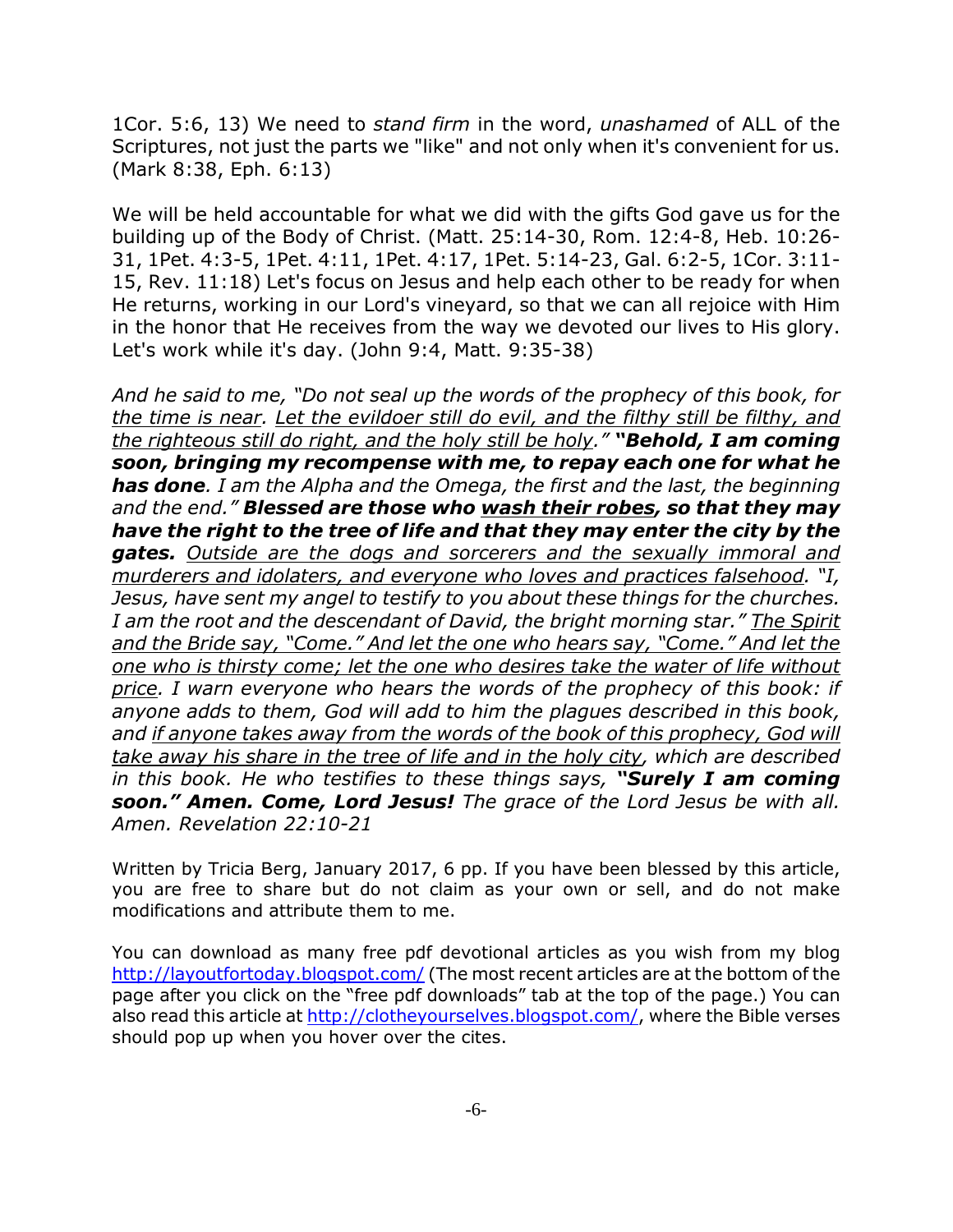1Cor. 5:6, 13) We need to *stand firm* in the word, *unashamed* of ALL of the Scriptures, not just the parts we "like" and not only when it's convenient for us. (Mark 8:38, Eph. 6:13)

We will be held accountable for what we did with the gifts God gave us for the building up of the Body of Christ. (Matt. 25:14-30, Rom. 12:4-8, Heb. 10:26-31, 1Pet. 4:3-5, 1Pet. 4:11, 1Pet. 4:17, 1Pet. 5:14-23, Gal. 6:2-5, 1Cor. 3:11-15, Rev. 11:18) Let's focus on Jesus and help each other to be ready for when He returns, working in our Lord's vineyard, so that we can all rejoice with Him in the honor that He receives from the way we devoted our lives to His glory. Let's work while it's day. (John 9:4, Matt. 9:35-38)

*And he said to me, "Do not seal up the words of the prophecy of this book, for <u>the time is near</u>. <u>Let the evildoer still do evil, and the filthy still be filthy, and the righteous still do right, and the holy still be holy</u>."* ***"Behold, I am coming soon, bringing my recompense with me, to repay each one for what he has done****. I am the Alpha and the Omega, the first and the last, the beginning and the end."* ***Blessed are those who <u>wash their robes</u>, so that they may have the right to the tree of life and that they may enter the city by the gates.*** *<u>Outside are the dogs and sorcerers and the sexually immoral and murderers and idolaters, and everyone who loves and practices falsehood</u>. "I, Jesus, have sent my angel to testify to you about these things for the churches. I am the root and the descendant of David, the bright morning star." <u>The Spirit and the Bride say, "Come." And let the one who hears say, "Come." And let the one who is thirsty come; let the one who desires take the water of life without price</u>. I warn everyone who hears the words of the prophecy of this book: if anyone adds to them, God will add to him the plagues described in this book, and <u>if anyone takes away from the words of the book of this prophecy, God will take away his share in the tree of life and in the holy city</u>, which are described in this book. He who testifies to these things says,* ***"Surely I am coming soon." Amen. Come, Lord Jesus!*** *The grace of the Lord Jesus be with all. Amen. Revelation 22:10-21*

Written by Tricia Berg, January 2017, 6 pp. If you have been blessed by this article, you are free to share but do not claim as your own or sell, and do not make modifications and attribute them to me.

You can download as many free pdf devotional articles as you wish from my blog http://layoutfortoday.blogspot.com/ (The most recent articles are at the bottom of the page after you click on the "free pdf downloads" tab at the top of the page.) You can also read this article at http://clotheyourselves.blogspot.com/, where the Bible verses should pop up when you hover over the cites.